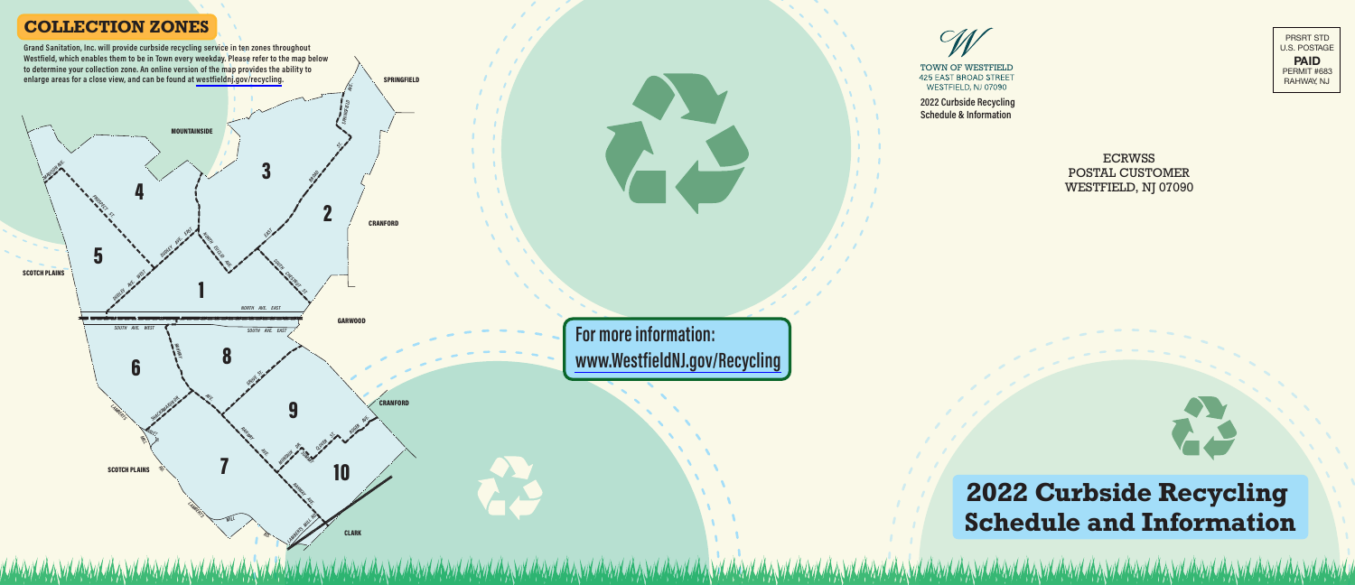## COLLECTION ZONES

Grand Sanitation, Inc. will provide curbside recycling service in ten zones throughout Westfield, which enables them to be in Town every weekday. Please refer to the map below to determine your collection zone. An online version of the map provides the ability to enlarge areas for a close view, and can be found at westfieldnj.gov/recycling.

SPRINGFIELD

MOUNTAINSIDE

3

4

2

CRANFORD

5

SCOTCH PLAINS

1

NORTH AVE. EAST

GARWOOD

SOUTH AVE. WEST

SOUTH AVE. EAST

6

8

9

CRANFORD

SCOTCH PLAINS

7

10

CLARK

**For more information:**
**www.WestfieldNJ.gov/Recycling**

TOWN OF WESTFIELD
425 EAST BROAD STREET
WESTFIELD, NJ 07090

2022 Curbside Recycling Schedule & Information

PRSRT STD
U.S. POSTAGE
**PAID**
PERMIT #683
RAHWAY, NJ

ECRWSS
POSTAL CUSTOMER
WESTFIELD, NJ 07090

# 2022 Curbside Recycling Schedule and Information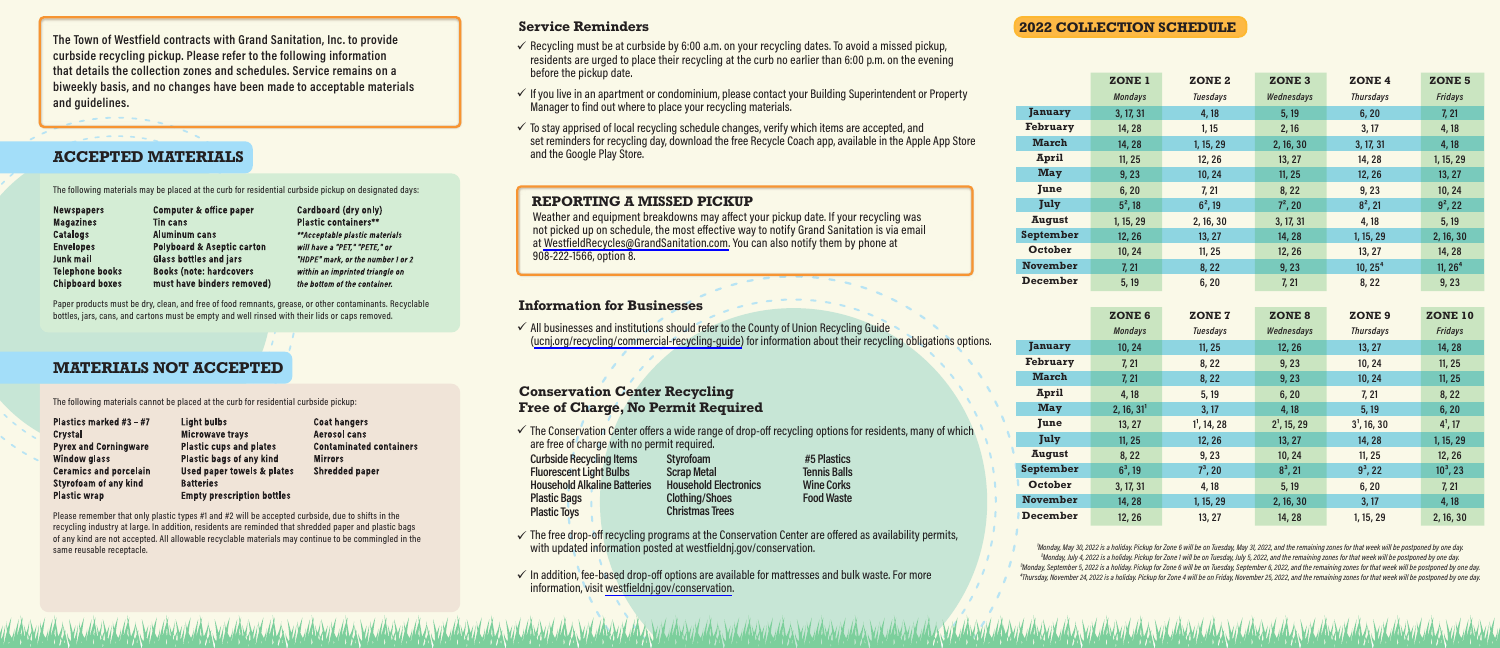The Town of Westfield contracts with Grand Sanitation, Inc. to provide curbside recycling pickup. Please refer to the following information that details the collection zones and schedules. Service remains on a biweekly basis, and no changes have been made to acceptable materials and guidelines.

## ACCEPTED MATERIALS

The following materials may be placed at the curb for residential curbside pickup on designated days:

| | | |
|---|---|---|
| Newspapers | Computer & office paper | Cardboard (dry only) |
| Magazines | Tin cans | Plastic containers** |
| Catalogs | Aluminum cans | *\*\*Acceptable plastic materials will have a "PET," "PETE," or "HDPE" mark, or the number 1 or 2 within an imprinted triangle on the bottom of the container.* |
| Envelopes | Polyboard & Aseptic carton | |
| Junk mail | Glass bottles and jars | |
| Telephone books | Books (note: hardcovers must have binders removed) | |
| Chipboard boxes | | |

Paper products must be dry, clean, and free of food remnants, grease, or other contaminants. Recyclable bottles, jars, cans, and cartons must be empty and well rinsed with their lids or caps removed.

## MATERIALS NOT ACCEPTED

The following materials cannot be placed at the curb for residential curbside pickup:

| | | |
|---|---|---|
| Plastics marked #3 – #7 | Light bulbs | Coat hangers |
| Crystal | Microwave trays | Aerosol cans |
| Pyrex and Corningware | Plastic cups and plates | Contaminated containers |
| Window glass | Plastic bags of any kind | Mirrors |
| Ceramics and porcelain | Used paper towels & plates | Shredded paper |
| Styrofoam of any kind | Batteries | |
| Plastic wrap | Empty prescription bottles | |

Please remember that only plastic types #1 and #2 will be accepted curbside, due to shifts in the recycling industry at large. In addition, residents are reminded that shredded paper and plastic bags of any kind are not accepted. All allowable recyclable materials may continue to be commingled in the same reusable receptacle.

### Service Reminders

- Recycling must be at curbside by 6:00 a.m. on your recycling dates. To avoid a missed pickup, residents are urged to place their recycling at the curb no earlier than 6:00 p.m. on the evening before the pickup date.
- If you live in an apartment or condominium, please contact your Building Superintendent or Property Manager to find out where to place your recycling materials.
- To stay apprised of local recycling schedule changes, verify which items are accepted, and set reminders for recycling day, download the free Recycle Coach app, available in the Apple App Store and the Google Play Store.

### REPORTING A MISSED PICKUP

Weather and equipment breakdowns may affect your pickup date. If your recycling was not picked up on schedule, the most effective way to notify Grand Sanitation is via email at WestfieldRecycles@GrandSanitation.com. You can also notify them by phone at 908-222-1566, option 8.

### Information for Businesses

- All businesses and institutions should refer to the County of Union Recycling Guide (ucnj.org/recycling/commercial-recycling-guide) for information about their recycling obligations options.

### Conservation Center Recycling Free of Charge, No Permit Required

- The Conservation Center offers a wide range of drop-off recycling options for residents, many of which are free of charge with no permit required.

| | | |
|---|---|---|
| Curbside Recycling Items | Styrofoam | #5 Plastics |
| Fluorescent Light Bulbs | Scrap Metal | Tennis Balls |
| Household Alkaline Batteries | Household Electronics | Wine Corks |
| Plastic Bags | Clothing/Shoes | Food Waste |
| Plastic Toys | Christmas Trees | |

- The free drop-off recycling programs at the Conservation Center are offered as availability permits, with updated information posted at westfieldnj.gov/conservation.
- In addition, fee-based drop-off options are available for mattresses and bulk waste. For more information, visit westfieldnj.gov/conservation.

## 2022 COLLECTION SCHEDULE

| | ZONE 1 *Mondays* | ZONE 2 *Tuesdays* | ZONE 3 *Wednesdays* | ZONE 4 *Thursdays* | ZONE 5 *Fridays* |
|---|---|---|---|---|---|
| January | 3, 17, 31 | 4, 18 | 5, 19 | 6, 20 | 7, 21 |
| February | 14, 28 | 1, 15 | 2, 16 | 3, 17 | 4, 18 |
| March | 14, 28 | 1, 15, 29 | 2, 16, 30 | 3, 17, 31 | 4, 18 |
| April | 11, 25 | 12, 26 | 13, 27 | 14, 28 | 1, 15, 29 |
| May | 9, 23 | 10, 24 | 11, 25 | 12, 26 | 13, 27 |
| June | 6, 20 | 7, 21 | 8, 22 | 9, 23 | 10, 24 |
| July | 5[2], 18 | 6[2], 19 | 7[2], 20 | 8[2], 21 | 9[2], 22 |
| August | 1, 15, 29 | 2, 16, 30 | 3, 17, 31 | 4, 18 | 5, 19 |
| September | 12, 26 | 13, 27 | 14, 28 | 1, 15, 29 | 2, 16, 30 |
| October | 10, 24 | 11, 25 | 12, 26 | 13, 27 | 14, 28 |
| November | 7, 21 | 8, 22 | 9, 23 | 10, 25[4] | 11, 26[4] |
| December | 5, 19 | 6, 20 | 7, 21 | 8, 22 | 9, 23 |

| | ZONE 6 *Mondays* | ZONE 7 *Tuesdays* | ZONE 8 *Wednesdays* | ZONE 9 *Thursdays* | ZONE 10 *Fridays* |
|---|---|---|---|---|---|
| January | 10, 24 | 11, 25 | 12, 26 | 13, 27 | 14, 28 |
| February | 7, 21 | 8, 22 | 9, 23 | 10, 24 | 11, 25 |
| March | 7, 21 | 8, 22 | 9, 23 | 10, 24 | 11, 25 |
| April | 4, 18 | 5, 19 | 6, 20 | 7, 21 | 8, 22 |
| May | 2, 16, 31[1] | 3, 17 | 4, 18 | 5, 19 | 6, 20 |
| June | 13, 27 | 1[1], 14, 28 | 2[1], 15, 29 | 3[1], 16, 30 | 4[1], 17 |
| July | 11, 25 | 12, 26 | 13, 27 | 14, 28 | 1, 15, 29 |
| August | 8, 22 | 9, 23 | 10, 24 | 11, 25 | 12, 26 |
| September | 6[3], 19 | 7[3], 20 | 8[3], 21 | 9[3], 22 | 10[3], 23 |
| October | 3, 17, 31 | 4, 18 | 5, 19 | 6, 20 | 7, 21 |
| November | 14, 28 | 1, 15, 29 | 2, 16, 30 | 3, 17 | 4, 18 |
| December | 12, 26 | 13, 27 | 14, 28 | 1, 15, 29 | 2, 16, 30 |

[1]Monday, May 30, 2022 is a holiday. Pickup for Zone 6 will be on Tuesday, May 31, 2022, and the remaining zones for that week will be postponed by one day.
[2]Monday, July 4, 2022 is a holiday. Pickup for Zone 1 will be on Tuesday, July 5, 2022, and the remaining zones for that week will be postponed by one day.
[3]Monday, September 5, 2022 is a holiday. Pickup for Zone 6 will be on Tuesday, September 6, 2022, and the remaining zones for that week will be postponed by one day.
[4]Thursday, November 24, 2022 is a holiday. Pickup for Zone 4 will be on Friday, November 25, 2022, and the remaining zones for that week will be postponed by one day.